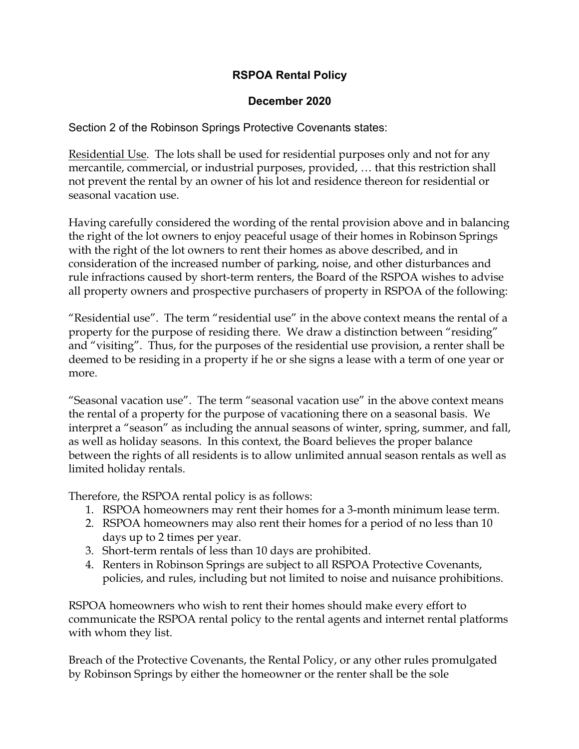# RSPOA Rental Policy

## December 2020

Section 2 of the Robinson Springs Protective Covenants states:

Residential Use. The lots shall be used for residential purposes only and not for any mercantile, commercial, or industrial purposes, provided, … that this restriction shall not prevent the rental by an owner of his lot and residence thereon for residential or seasonal vacation use.

Having carefully considered the wording of the rental provision above and in balancing the right of the lot owners to enjoy peaceful usage of their homes in Robinson Springs with the right of the lot owners to rent their homes as above described, and in consideration of the increased number of parking, noise, and other disturbances and rule infractions caused by short-term renters, the Board of the RSPOA wishes to advise all property owners and prospective purchasers of property in RSPOA of the following:

"Residential use". The term "residential use" in the above context means the rental of a property for the purpose of residing there. We draw a distinction between "residing" and "visiting". Thus, for the purposes of the residential use provision, a renter shall be deemed to be residing in a property if he or she signs a lease with a term of one year or more.

"Seasonal vacation use". The term "seasonal vacation use" in the above context means the rental of a property for the purpose of vacationing there on a seasonal basis. We interpret a "season" as including the annual seasons of winter, spring, summer, and fall, as well as holiday seasons. In this context, the Board believes the proper balance between the rights of all residents is to allow unlimited annual season rentals as well as limited holiday rentals.

Therefore, the RSPOA rental policy is as follows:

1. RSPOA homeowners may rent their homes for a 3-month minimum lease term.
2. RSPOA homeowners may also rent their homes for a period of no less than 10 days up to 2 times per year.
3. Short-term rentals of less than 10 days are prohibited.
4. Renters in Robinson Springs are subject to all RSPOA Protective Covenants, policies, and rules, including but not limited to noise and nuisance prohibitions.

RSPOA homeowners who wish to rent their homes should make every effort to communicate the RSPOA rental policy to the rental agents and internet rental platforms with whom they list.

Breach of the Protective Covenants, the Rental Policy, or any other rules promulgated by Robinson Springs by either the homeowner or the renter shall be the sole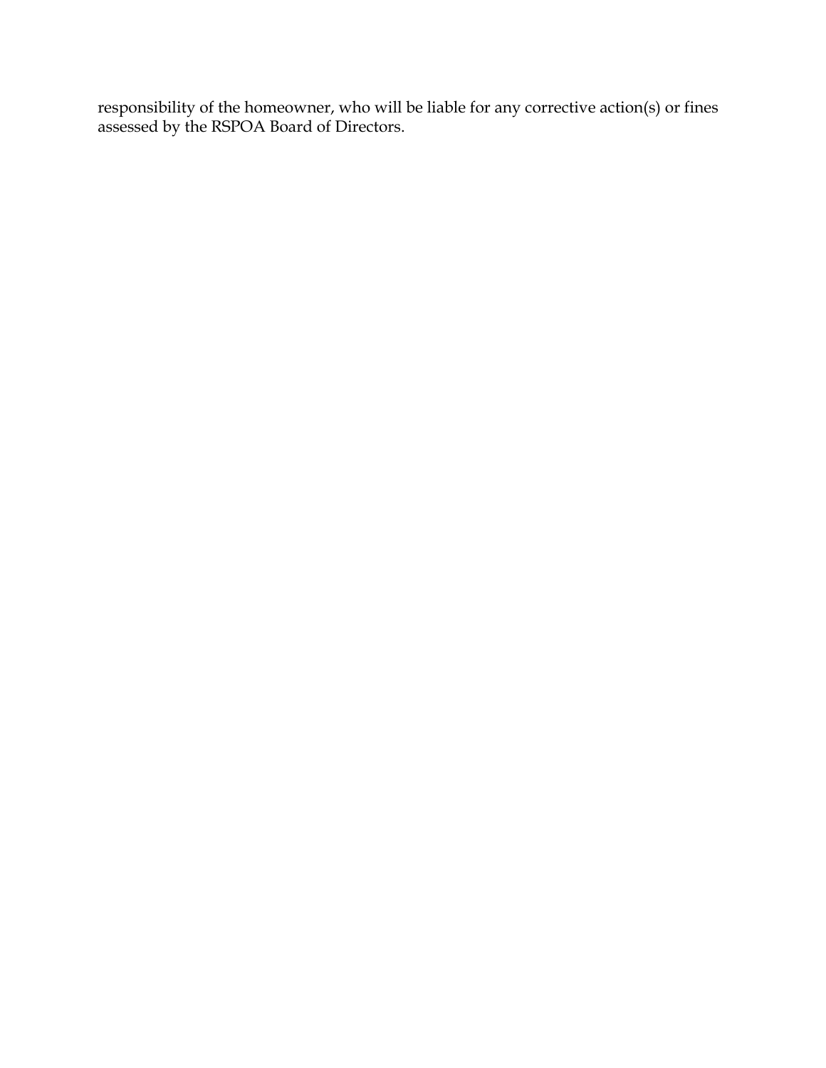responsibility of the homeowner, who will be liable for any corrective action(s) or fines assessed by the RSPOA Board of Directors.